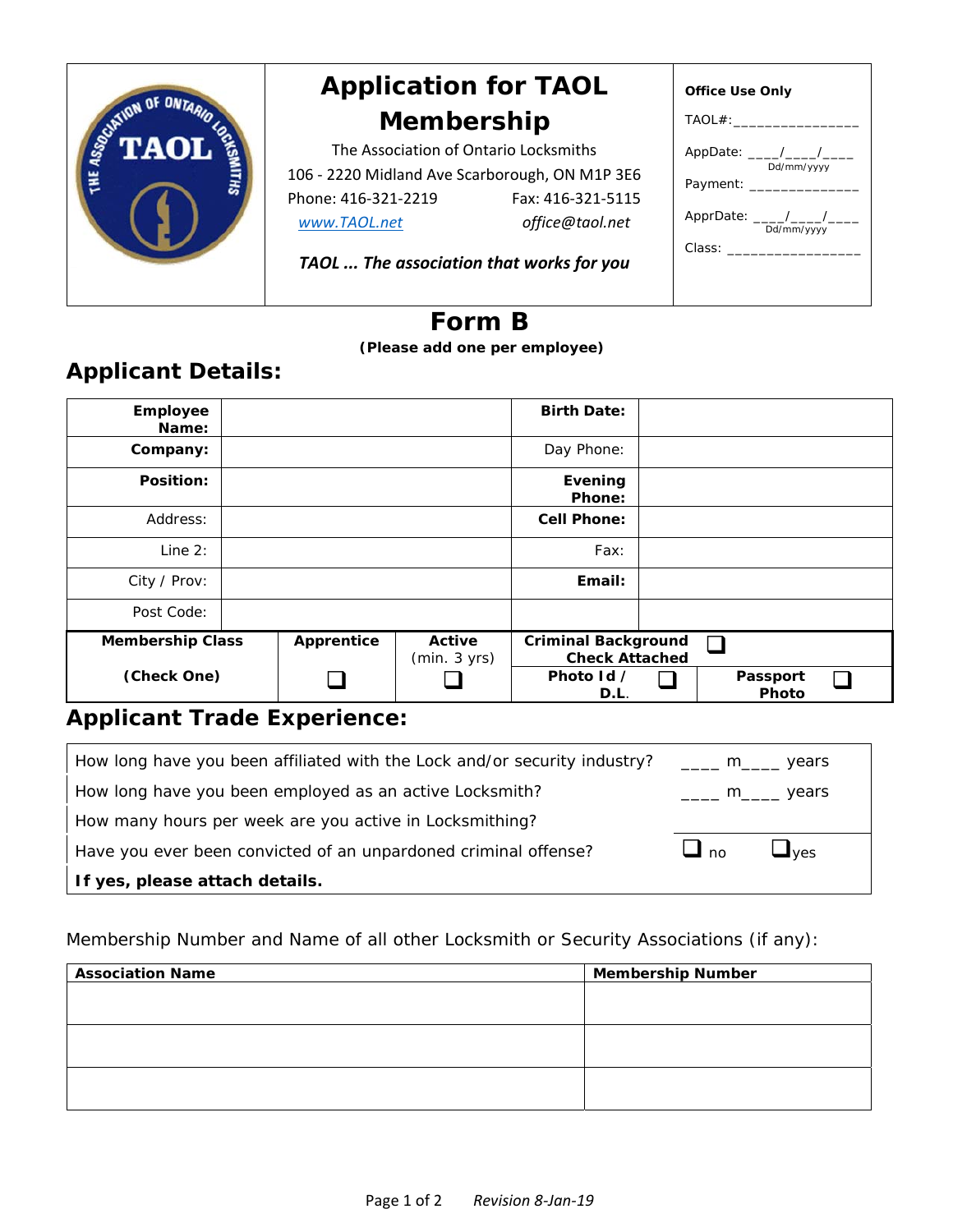# Application for TAOL Membership

The Association of Ontario Locksmiths
106 - 2220 Midland Ave Scarborough, ON M1P 3E6
Phone: 416-321-2219 Fax: 416-321-5115
www.TAOL.net office@taol.net

***TAOL ... The association that works for you***

**Office Use Only**

TAOL#:________________

AppDate: ____/____/____ Dd/mm/yyyy

Payment: ______________

ApprDate: ____/____/____ Dd/mm/yyyy

Class: ________________

# Form B

**(Please add one per employee)**

## Applicant Details:

| | | | |
|---|---|---|---|
| **Employee Name:** | | **Birth Date:** | |
| **Company:** | | Day Phone: | |
| **Position:** | | **Evening Phone:** | |
| Address: | | **Cell Phone:** | |
| Line 2: | | Fax: | |
| City / Prov: | | **Email:** | |
| Post Code: | | | |

| **Membership Class (Check One)** | **Apprentice** | **Active** (min. 3 yrs) | **Criminal Background Check Attached** ❑ | |
|---|---|---|---|---|
| | ❑ | ❑ | **Photo Id / D.L.** ❑ | **Passport Photo** ❑ |

## Applicant Trade Experience:

| | |
|---|---|
| How long have you been affiliated with the Lock and/or security industry? | ____ m____ years |
| How long have you been employed as an active Locksmith? | ____ m____ years |
| How many hours per week are you active in Locksmithing? | |
| Have you ever been convicted of an unpardoned criminal offense? | ❑ no ❑ yes |
| **If yes, please attach details.** | |

Membership Number and Name of all other Locksmith or Security Associations (if any):

| **Association Name** | **Membership Number** |
|---|---|
| | |
| | |
| | |

*Revision 8-Jan-19*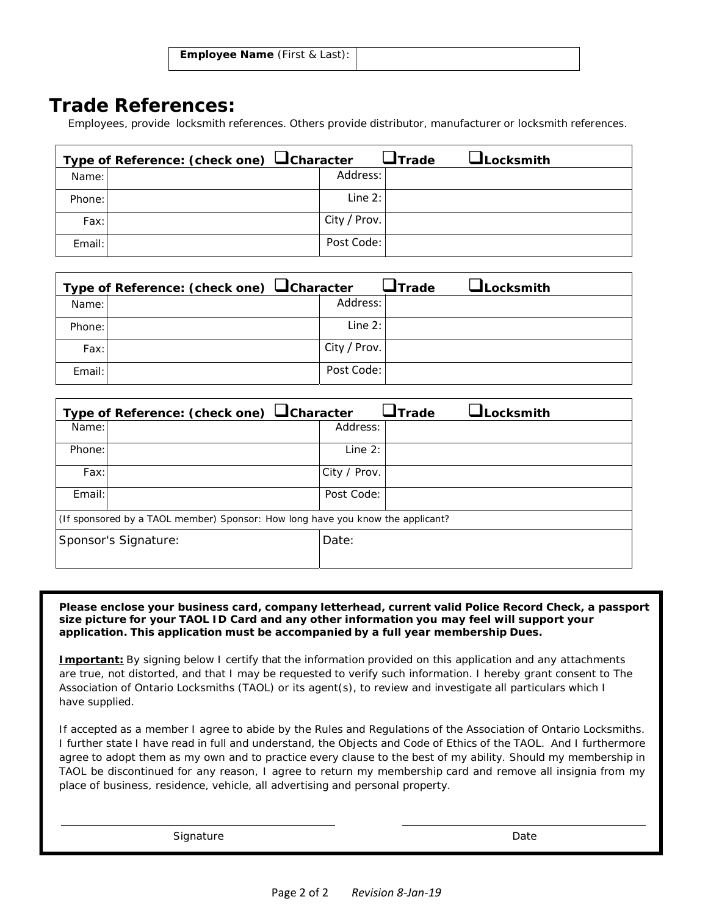| | |
|---|---|
| **Employee Name** (First & Last): | |

# Trade References:

Employees, provide locksmith references. Others provide distributor, manufacturer or locksmith references.

| **Type of Reference: (check one)** ❑**Character** ❑**Trade** ❑**Locksmith** | | | |
|---|---|---|---|
| Name: | | Address: | |
| Phone: | | Line 2: | |
| Fax: | | City / Prov. | |
| Email: | | Post Code: | |

| **Type of Reference: (check one)** ❑**Character** ❑**Trade** ❑**Locksmith** | | | |
|---|---|---|---|
| Name: | | Address: | |
| Phone: | | Line 2: | |
| Fax: | | City / Prov. | |
| Email: | | Post Code: | |

| **Type of Reference: (check one)** ❑**Character** ❑**Trade** ❑**Locksmith** | | | |
|---|---|---|---|
| Name: | | Address: | |
| Phone: | | Line 2: | |
| Fax: | | City / Prov. | |
| Email: | | Post Code: | |
| *(If sponsored by a TAOL member) Sponsor: How long have you know the applicant?* | | | |
| Sponsor's Signature: | | Date: | |

**Please enclose your business card, company letterhead, current valid Police Record Check, a passport size picture for your TAOL ID Card and any other information you may feel will support your application. This application must be accompanied by a full year membership Dues.**

**Important:** By signing below I certify that the information provided on this application and any attachments are true, not distorted, and that I may be requested to verify such information. I hereby grant consent to The Association of Ontario Locksmiths (TAOL) or its agent(s), to review and investigate all particulars which I have supplied.

If accepted as a member I agree to abide by the Rules and Regulations of the Association of Ontario Locksmiths. I further state I have read in full and understand, the Objects and Code of Ethics of the TAOL. And I furthermore agree to adopt them as my own and to practice every clause to the best of my ability. Should my membership in TAOL be discontinued for any reason, I agree to return my membership card and remove all insignia from my place of business, residence, vehicle, all advertising and personal property.

Signature ______________________ Date ______________________

*Revision 8-Jan-19*